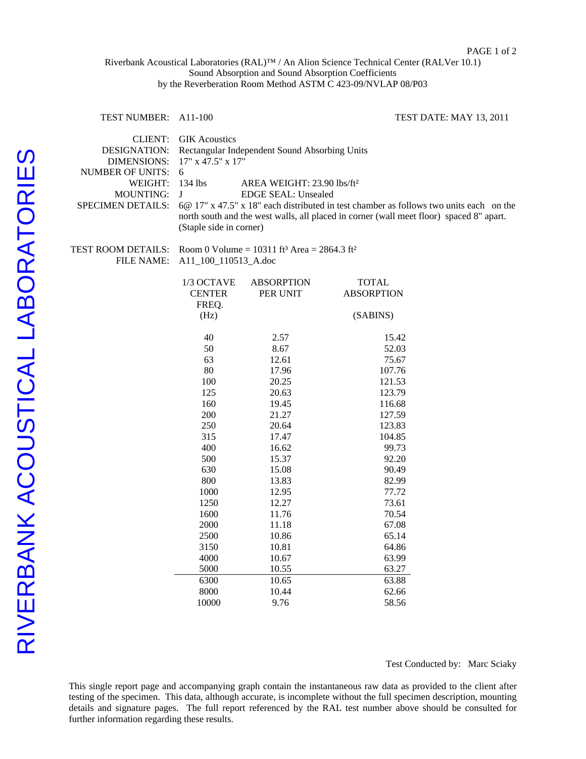Riverbank Acoustical Laboratories (RAL)™ / An Alion Science Technical Center (RALVer 10.1)
Sound Absorption and Sound Absorption Coefficients
by the Reverberation Room Method ASTM C 423-09/NVLAP 08/P03

RIVERBANK ACOUSTICAL LABORATORIES

TEST NUMBER: A11-100 TEST DATE: MAY 13, 2011

CLIENT: GIK Acoustics
DESIGNATION: Rectangular Independent Sound Absorbing Units
DIMENSIONS: 17" x 47.5" x 17"
NUMBER OF UNITS: 6
WEIGHT: 134 lbs AREA WEIGHT: 23.90 lbs/ft²
MOUNTING: J EDGE SEAL: Unsealed
SPECIMEN DETAILS: 6@ 17" x 47.5" x 18" each distributed in test chamber as follows two units each on the north south and the west walls, all placed in corner (wall meet floor) spaced 8" apart. (Staple side in corner)

TEST ROOM DETAILS: Room 0 Volume = 10311 ft³ Area = 2864.3 ft²
FILE NAME: A11_100_110513_A.doc

| 1/3 OCTAVE CENTER FREQ. (Hz) | ABSORPTION PER UNIT | TOTAL ABSORPTION (SABINS) |
|---|---|---|
| 40 | 2.57 | 15.42 |
| 50 | 8.67 | 52.03 |
| 63 | 12.61 | 75.67 |
| 80 | 17.96 | 107.76 |
| 100 | 20.25 | 121.53 |
| 125 | 20.63 | 123.79 |
| 160 | 19.45 | 116.68 |
| 200 | 21.27 | 127.59 |
| 250 | 20.64 | 123.83 |
| 315 | 17.47 | 104.85 |
| 400 | 16.62 | 99.73 |
| 500 | 15.37 | 92.20 |
| 630 | 15.08 | 90.49 |
| 800 | 13.83 | 82.99 |
| 1000 | 12.95 | 77.72 |
| 1250 | 12.27 | 73.61 |
| 1600 | 11.76 | 70.54 |
| 2000 | 11.18 | 67.08 |
| 2500 | 10.86 | 65.14 |
| 3150 | 10.81 | 64.86 |
| 4000 | 10.67 | 63.99 |
| 5000 | 10.55 | 63.27 |
| 6300 | 10.65 | 63.88 |
| 8000 | 10.44 | 62.66 |
| 10000 | 9.76 | 58.56 |

Test Conducted by: Marc Sciaky

This single report page and accompanying graph contain the instantaneous raw data as provided to the client after testing of the specimen. This data, although accurate, is incomplete without the full specimen description, mounting details and signature pages. The full report referenced by the RAL test number above should be consulted for further information regarding these results.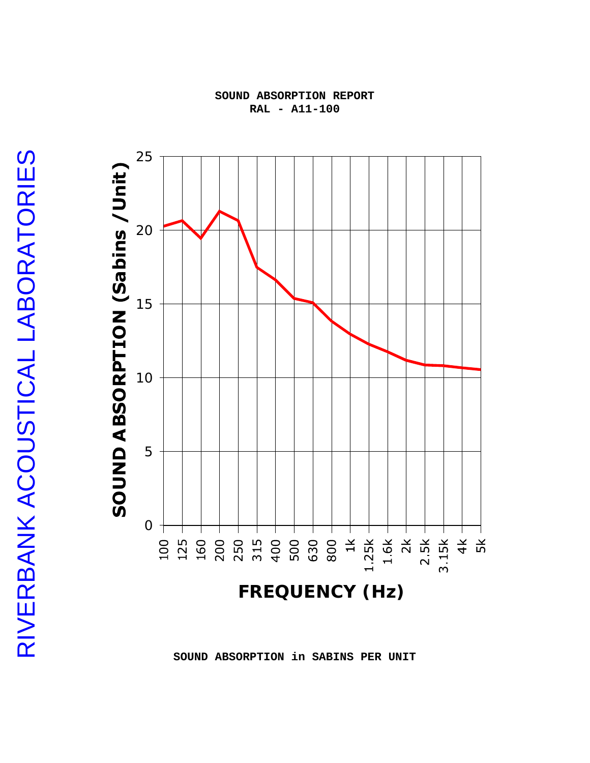RIVERBANK ACOUSTICAL LABORATORIES

**SOUND ABSORPTION REPORT**
**RAL - A11-100**

SOUND ABSORPTION (Sabins /Unit)

25
20
15
10
5
0

100 125 160 200 250 315 400 500 630 800 1k 1.25k 1.6k 2k 2.5k 3.15k 4k 5k

FREQUENCY (Hz)

**SOUND ABSORPTION in SABINS PER UNIT**